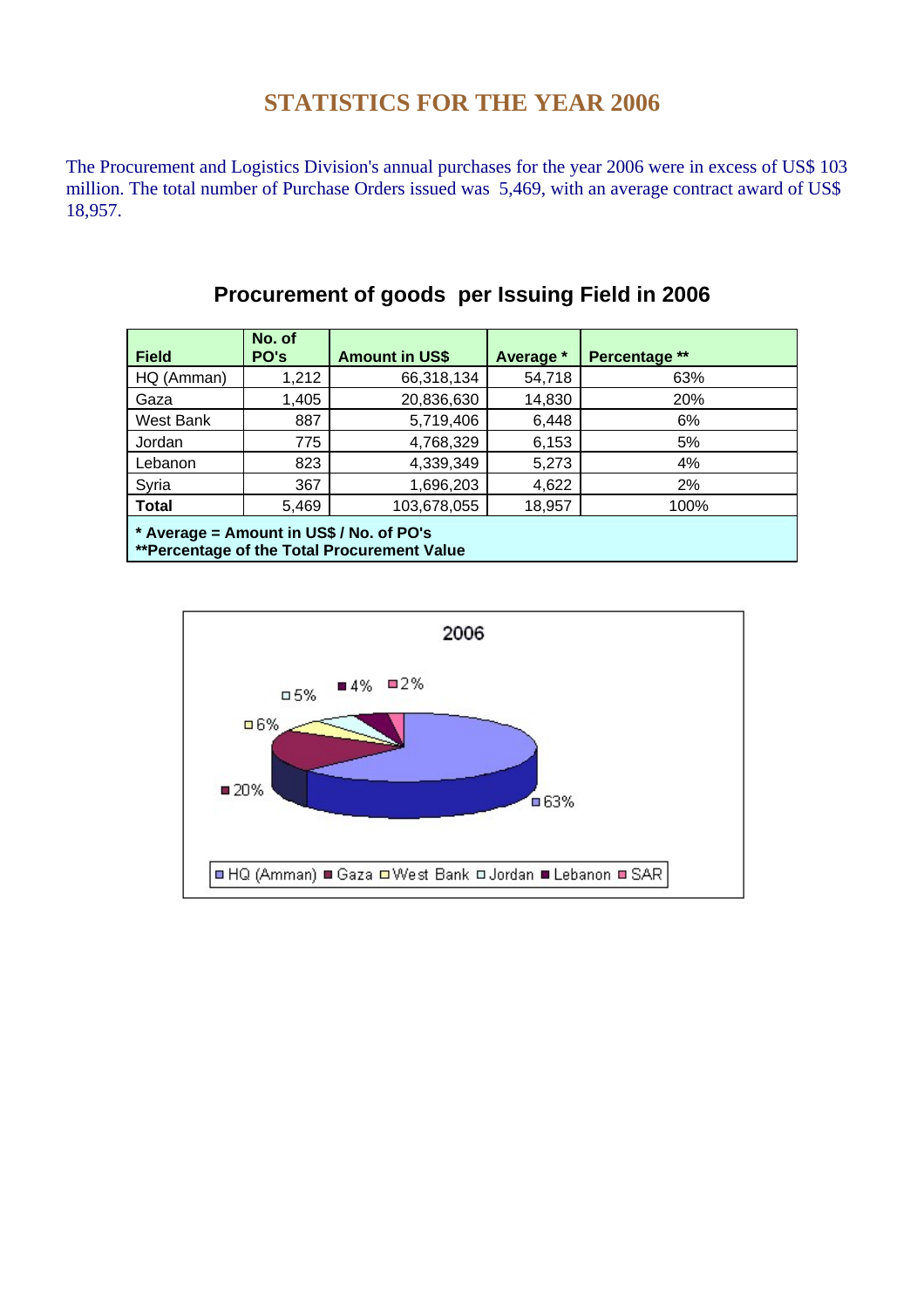# STATISTICS FOR THE YEAR 2006

The Procurement and Logistics Division's annual purchases for the year 2006 were in excess of US$ 103 million. The total number of Purchase Orders issued was 5,469, with an average contract award of US$ 18,957.

## Procurement of goods per Issuing Field in 2006

| Field | No. of PO's | Amount in US$ | Average * | Percentage ** |
|---|---|---|---|---|
| HQ (Amman) | 1,212 | 66,318,134 | 54,718 | 63% |
| Gaza | 1,405 | 20,836,630 | 14,830 | 20% |
| West Bank | 887 | 5,719,406 | 6,448 | 6% |
| Jordan | 775 | 4,768,329 | 6,153 | 5% |
| Lebanon | 823 | 4,339,349 | 5,273 | 4% |
| Syria | 367 | 1,696,203 | 4,622 | 2% |
| **Total** | 5,469 | 103,678,055 | 18,957 | 100% |

**\* Average = Amount in US$ / No. of PO's**
**\*\*Percentage of the Total Procurement Value**

2006

| Field | Percentage |
|---|---|
| HQ (Amman) | 63% |
| Gaza | 20% |
| West Bank | 6% |
| Jordan | 5% |
| Lebanon | 4% |
| SAR | 2% |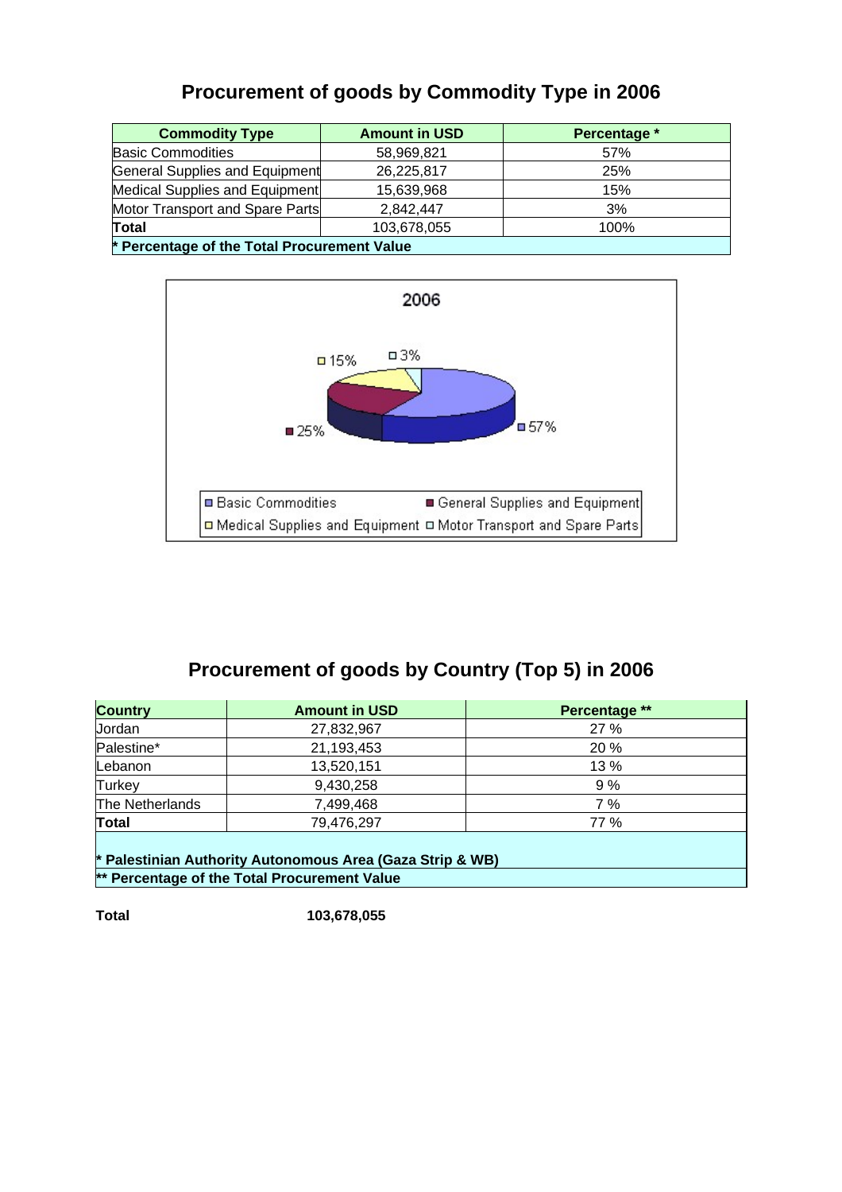# Procurement of goods by Commodity Type in 2006

| Commodity Type | Amount in USD | Percentage * |
|---|---|---|
| Basic Commodities | 58,969,821 | 57% |
| General Supplies and Equipment | 26,225,817 | 25% |
| Medical Supplies and Equipment | 15,639,968 | 15% |
| Motor Transport and Spare Parts | 2,842,447 | 3% |
| **Total** | 103,678,055 | 100% |

**\* Percentage of the Total Procurement Value**

2006

15%
3%
25%
57%

Basic Commodities
General Supplies and Equipment
Medical Supplies and Equipment
Motor Transport and Spare Parts

# Procurement of goods by Country (Top 5) in 2006

| Country | Amount in USD | Percentage ** |
|---|---|---|
| Jordan | 27,832,967 | 27 % |
| Palestine* | 21,193,453 | 20 % |
| Lebanon | 13,520,151 | 13 % |
| Turkey | 9,430,258 | 9 % |
| The Netherlands | 7,499,468 | 7 % |
| **Total** | 79,476,297 | 77 % |

**\* Palestinian Authority Autonomous Area (Gaza Strip & WB)**
**\*\* Percentage of the Total Procurement Value**

**Total** **103,678,055**